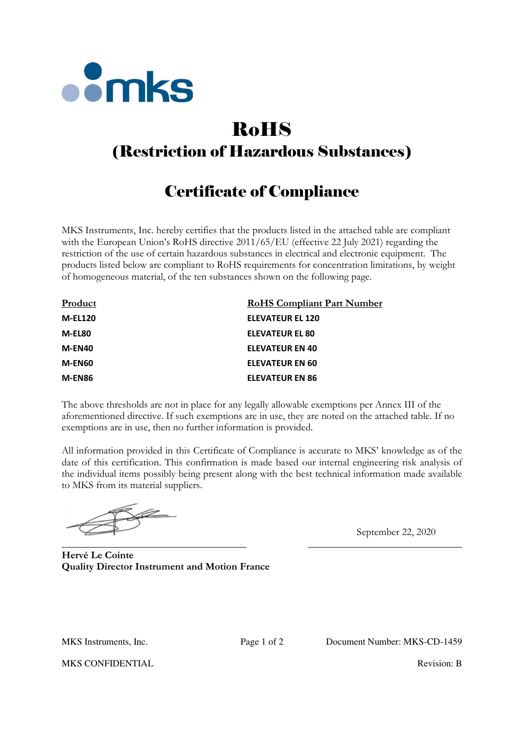# RoHS

## (Restriction of Hazardous Substances)

## Certificate of Compliance

MKS Instruments, Inc. hereby certifies that the products listed in the attached table are compliant with the European Union's RoHS directive 2011/65/EU (effective 22 July 2021) regarding the restriction of the use of certain hazardous substances in electrical and electronic equipment. The products listed below are compliant to RoHS requirements for concentration limitations, by weight of homogeneous material, of the ten substances shown on the following page.

| Product | RoHS Compliant Part Number |
|---|---|
| **M-EL120** | **ELEVATEUR EL 120** |
| **M-EL80** | **ELEVATEUR EL 80** |
| **M-EN40** | **ELEVATEUR EN 40** |
| **M-EN60** | **ELEVATEUR EN 60** |
| **M-EN86** | **ELEVATEUR EN 86** |

The above thresholds are not in place for any legally allowable exemptions per Annex III of the aforementioned directive. If such exemptions are in use, they are noted on the attached table. If no exemptions are in use, then no further information is provided.

All information provided in this Certificate of Compliance is accurate to MKS' knowledge as of the date of this certification. This confirmation is made based our internal engineering risk analysis of the individual items possibly being present along with the best technical information made available to MKS from its material suppliers.

September 22, 2020

**Hervé Le Cointe**
**Quality Director Instrument and Motion France**

MKS Instruments, Inc. — Document Number: MKS-CD-1459

MKS CONFIDENTIAL — Revision: B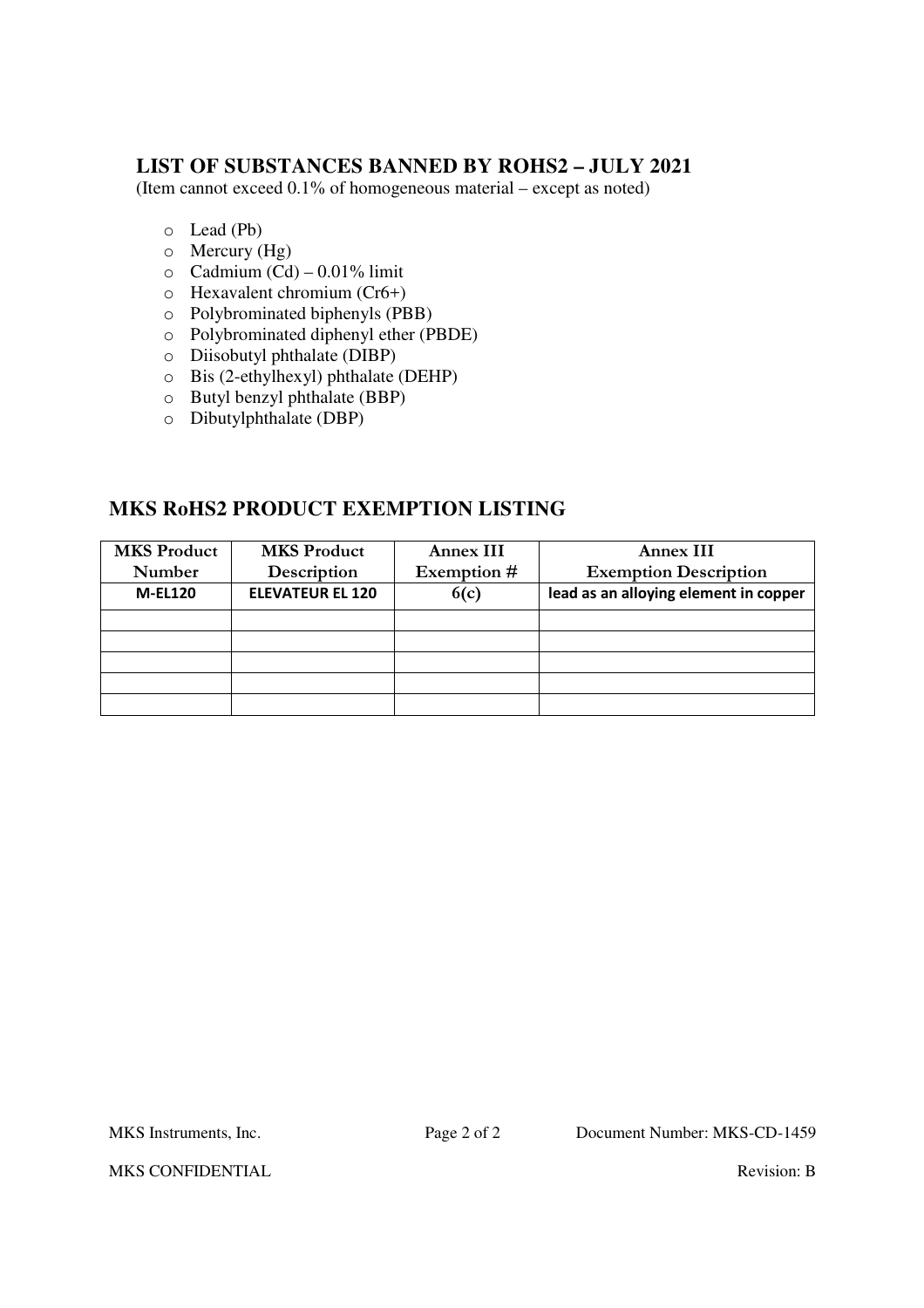## LIST OF SUBSTANCES BANNED BY ROHS2 – JULY 2021

(Item cannot exceed 0.1% of homogeneous material – except as noted)

- Lead (Pb)
- Mercury (Hg)
- Cadmium (Cd) – 0.01% limit
- Hexavalent chromium ($Cr^{6+}$)
- Polybrominated biphenyls (PBB)
- Polybrominated diphenyl ether (PBDE)
- Diisobutyl phthalate (DIBP)
- Bis (2-ethylhexyl) phthalate (DEHP)
- Butyl benzyl phthalate (BBP)
- Dibutylphthalate (DBP)

## MKS RoHS2 PRODUCT EXEMPTION LISTING

| MKS Product Number | MKS Product Description | Annex III Exemption # | Annex III Exemption Description |
|---|---|---|---|
| **M-EL120** | **ELEVATEUR EL 120** | **6(c)** | **lead as an alloying element in copper** |
| | | | |
| | | | |
| | | | |
| | | | |
| | | | |

MKS Instruments, Inc. — Document Number: MKS-CD-1459

MKS CONFIDENTIAL — Revision: B